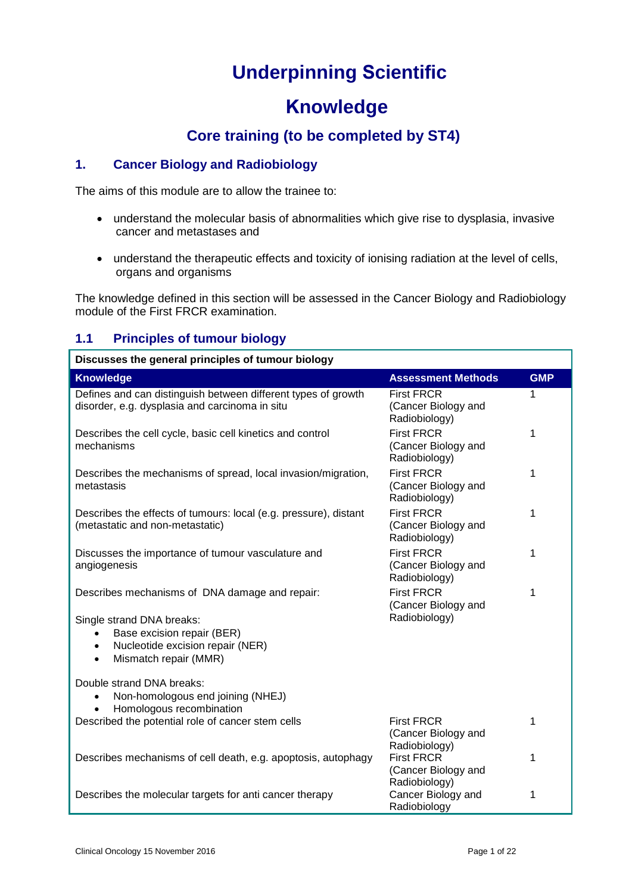# Underpinning Scientific Knowledge

## Core training (to be completed by ST4)

### 1. Cancer Biology and Radiobiology

The aims of this module are to allow the trainee to:

- understand the molecular basis of abnormalities which give rise to dysplasia, invasive cancer and metastases and
- understand the therapeutic effects and toxicity of ionising radiation at the level of cells, organs and organisms

The knowledge defined in this section will be assessed in the Cancer Biology and Radiobiology module of the First FRCR examination.

### 1.1 Principles of tumour biology

**Discusses the general principles of tumour biology**

| Knowledge | Assessment Methods | GMP |
|---|---|---|
| Defines and can distinguish between different types of growth disorder, e.g. dysplasia and carcinoma in situ | First FRCR (Cancer Biology and Radiobiology) | 1 |
| Describes the cell cycle, basic cell kinetics and control mechanisms | First FRCR (Cancer Biology and Radiobiology) | 1 |
| Describes the mechanisms of spread, local invasion/migration, metastasis | First FRCR (Cancer Biology and Radiobiology) | 1 |
| Describes the effects of tumours: local (e.g. pressure), distant (metastatic and non-metastatic) | First FRCR (Cancer Biology and Radiobiology) | 1 |
| Discusses the importance of tumour vasculature and angiogenesis | First FRCR (Cancer Biology and Radiobiology) | 1 |
| Describes mechanisms of DNA damage and repair:<br><br>Single strand DNA breaks:<br>• Base excision repair (BER)<br>• Nucleotide excision repair (NER)<br>• Mismatch repair (MMR)<br><br>Double strand DNA breaks:<br>• Non-homologous end joining (NHEJ)<br>• Homologous recombination | First FRCR (Cancer Biology and Radiobiology) | 1 |
| Described the potential role of cancer stem cells | First FRCR (Cancer Biology and Radiobiology) | 1 |
| Describes mechanisms of cell death, e.g. apoptosis, autophagy | First FRCR (Cancer Biology and Radiobiology) | 1 |
| Describes the molecular targets for anti cancer therapy | Cancer Biology and Radiobiology | 1 |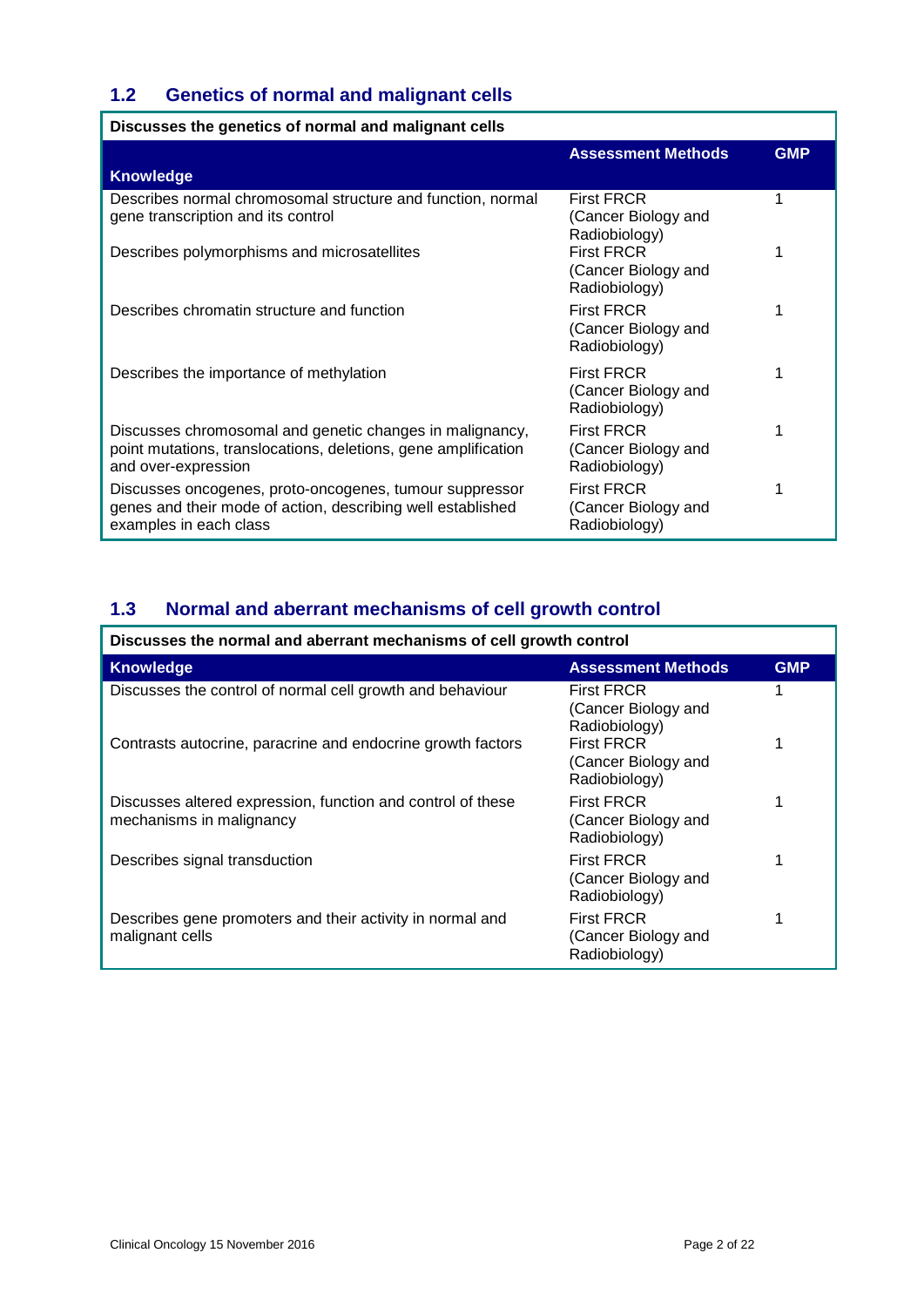## 1.2 Genetics of normal and malignant cells

| Discusses the genetics of normal and malignant cells | | |
|---|---|---|
| **Knowledge** | **Assessment Methods** | **GMP** |
| Describes normal chromosomal structure and function, normal gene transcription and its control | First FRCR (Cancer Biology and Radiobiology) | 1 |
| Describes polymorphisms and microsatellites | First FRCR (Cancer Biology and Radiobiology) | 1 |
| Describes chromatin structure and function | First FRCR (Cancer Biology and Radiobiology) | 1 |
| Describes the importance of methylation | First FRCR (Cancer Biology and Radiobiology) | 1 |
| Discusses chromosomal and genetic changes in malignancy, point mutations, translocations, deletions, gene amplification and over-expression | First FRCR (Cancer Biology and Radiobiology) | 1 |
| Discusses oncogenes, proto-oncogenes, tumour suppressor genes and their mode of action, describing well established examples in each class | First FRCR (Cancer Biology and Radiobiology) | 1 |

## 1.3 Normal and aberrant mechanisms of cell growth control

| Discusses the normal and aberrant mechanisms of cell growth control | | |
|---|---|---|
| **Knowledge** | **Assessment Methods** | **GMP** |
| Discusses the control of normal cell growth and behaviour | First FRCR (Cancer Biology and Radiobiology) | 1 |
| Contrasts autocrine, paracrine and endocrine growth factors | First FRCR (Cancer Biology and Radiobiology) | 1 |
| Discusses altered expression, function and control of these mechanisms in malignancy | First FRCR (Cancer Biology and Radiobiology) | 1 |
| Describes signal transduction | First FRCR (Cancer Biology and Radiobiology) | 1 |
| Describes gene promoters and their activity in normal and malignant cells | First FRCR (Cancer Biology and Radiobiology) | 1 |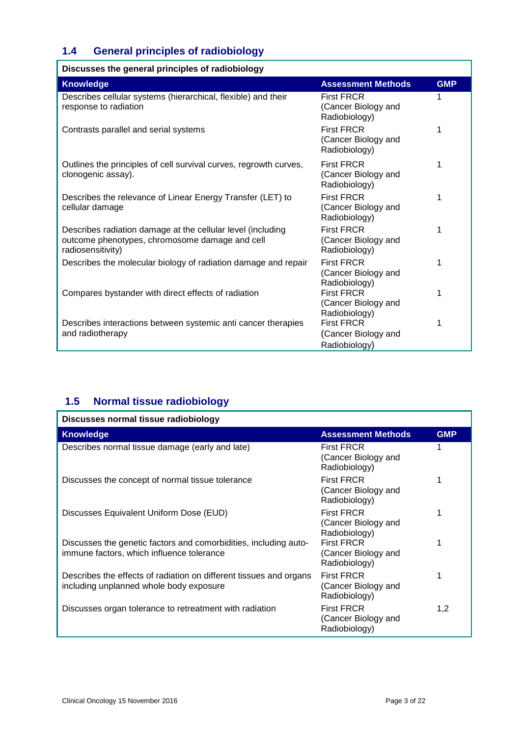## 1.4 General principles of radiobiology

| Discusses the general principles of radiobiology | | |
|---|---|---|
| **Knowledge** | **Assessment Methods** | **GMP** |
| Describes cellular systems (hierarchical, flexible) and their response to radiation | First FRCR (Cancer Biology and Radiobiology) | 1 |
| Contrasts parallel and serial systems | First FRCR (Cancer Biology and Radiobiology) | 1 |
| Outlines the principles of cell survival curves, regrowth curves, clonogenic assay). | First FRCR (Cancer Biology and Radiobiology) | 1 |
| Describes the relevance of Linear Energy Transfer (LET) to cellular damage | First FRCR (Cancer Biology and Radiobiology) | 1 |
| Describes radiation damage at the cellular level (including outcome phenotypes, chromosome damage and cell radiosensitivity) | First FRCR (Cancer Biology and Radiobiology) | 1 |
| Describes the molecular biology of radiation damage and repair | First FRCR (Cancer Biology and Radiobiology) | 1 |
| Compares bystander with direct effects of radiation | First FRCR (Cancer Biology and Radiobiology) | 1 |
| Describes interactions between systemic anti cancer therapies and radiotherapy | First FRCR (Cancer Biology and Radiobiology) | 1 |

## 1.5 Normal tissue radiobiology

| Discusses normal tissue radiobiology | | |
|---|---|---|
| **Knowledge** | **Assessment Methods** | **GMP** |
| Describes normal tissue damage (early and late) | First FRCR (Cancer Biology and Radiobiology) | 1 |
| Discusses the concept of normal tissue tolerance | First FRCR (Cancer Biology and Radiobiology) | 1 |
| Discusses Equivalent Uniform Dose (EUD) | First FRCR (Cancer Biology and Radiobiology) | 1 |
| Discusses the genetic factors and comorbidities, including auto-immune factors, which influence tolerance | First FRCR (Cancer Biology and Radiobiology) | 1 |
| Describes the effects of radiation on different tissues and organs including unplanned whole body exposure | First FRCR (Cancer Biology and Radiobiology) | 1 |
| Discusses organ tolerance to retreatment with radiation | First FRCR (Cancer Biology and Radiobiology) | 1,2 |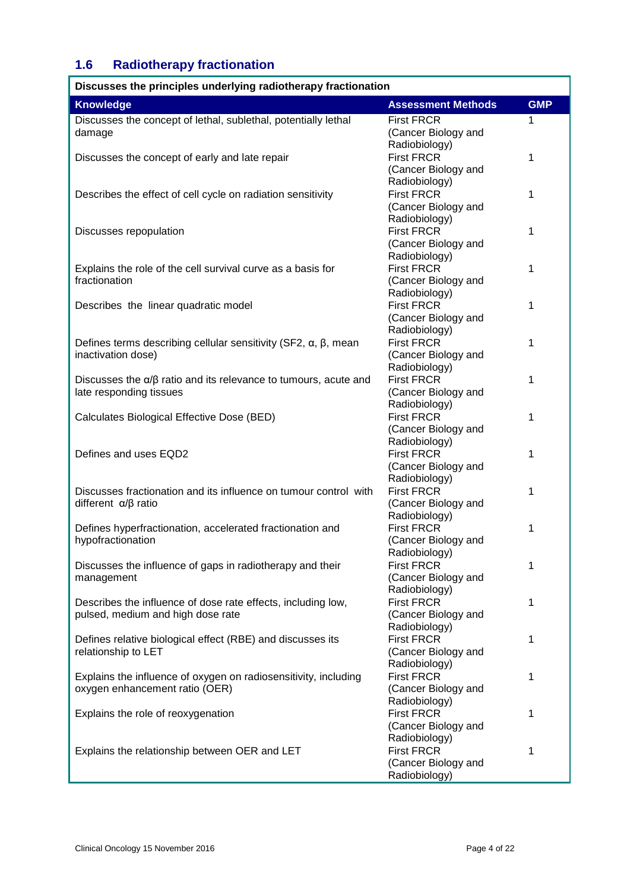## 1.6 Radiotherapy fractionation

| Discusses the principles underlying radiotherapy fractionation | | |
|---|---|---|
| **Knowledge** | **Assessment Methods** | **GMP** |
| Discusses the concept of lethal, sublethal, potentially lethal damage | First FRCR (Cancer Biology and Radiobiology) | 1 |
| Discusses the concept of early and late repair | First FRCR (Cancer Biology and Radiobiology) | 1 |
| Describes the effect of cell cycle on radiation sensitivity | First FRCR (Cancer Biology and Radiobiology) | 1 |
| Discusses repopulation | First FRCR (Cancer Biology and Radiobiology) | 1 |
| Explains the role of the cell survival curve as a basis for fractionation | First FRCR (Cancer Biology and Radiobiology) | 1 |
| Describes the linear quadratic model | First FRCR (Cancer Biology and Radiobiology) | 1 |
| Defines terms describing cellular sensitivity (SF2, $\alpha$, $\beta$, mean inactivation dose) | First FRCR (Cancer Biology and Radiobiology) | 1 |
| Discusses the $\alpha/\beta$ ratio and its relevance to tumours, acute and late responding tissues | First FRCR (Cancer Biology and Radiobiology) | 1 |
| Calculates Biological Effective Dose (BED) | First FRCR (Cancer Biology and Radiobiology) | 1 |
| Defines and uses EQD2 | First FRCR (Cancer Biology and Radiobiology) | 1 |
| Discusses fractionation and its influence on tumour control with different $\alpha/\beta$ ratio | First FRCR (Cancer Biology and Radiobiology) | 1 |
| Defines hyperfractionation, accelerated fractionation and hypofractionation | First FRCR (Cancer Biology and Radiobiology) | 1 |
| Discusses the influence of gaps in radiotherapy and their management | First FRCR (Cancer Biology and Radiobiology) | 1 |
| Describes the influence of dose rate effects, including low, pulsed, medium and high dose rate | First FRCR (Cancer Biology and Radiobiology) | 1 |
| Defines relative biological effect (RBE) and discusses its relationship to LET | First FRCR (Cancer Biology and Radiobiology) | 1 |
| Explains the influence of oxygen on radiosensitivity, including oxygen enhancement ratio (OER) | First FRCR (Cancer Biology and Radiobiology) | 1 |
| Explains the role of reoxygenation | First FRCR (Cancer Biology and Radiobiology) | 1 |
| Explains the relationship between OER and LET | First FRCR (Cancer Biology and Radiobiology) | 1 |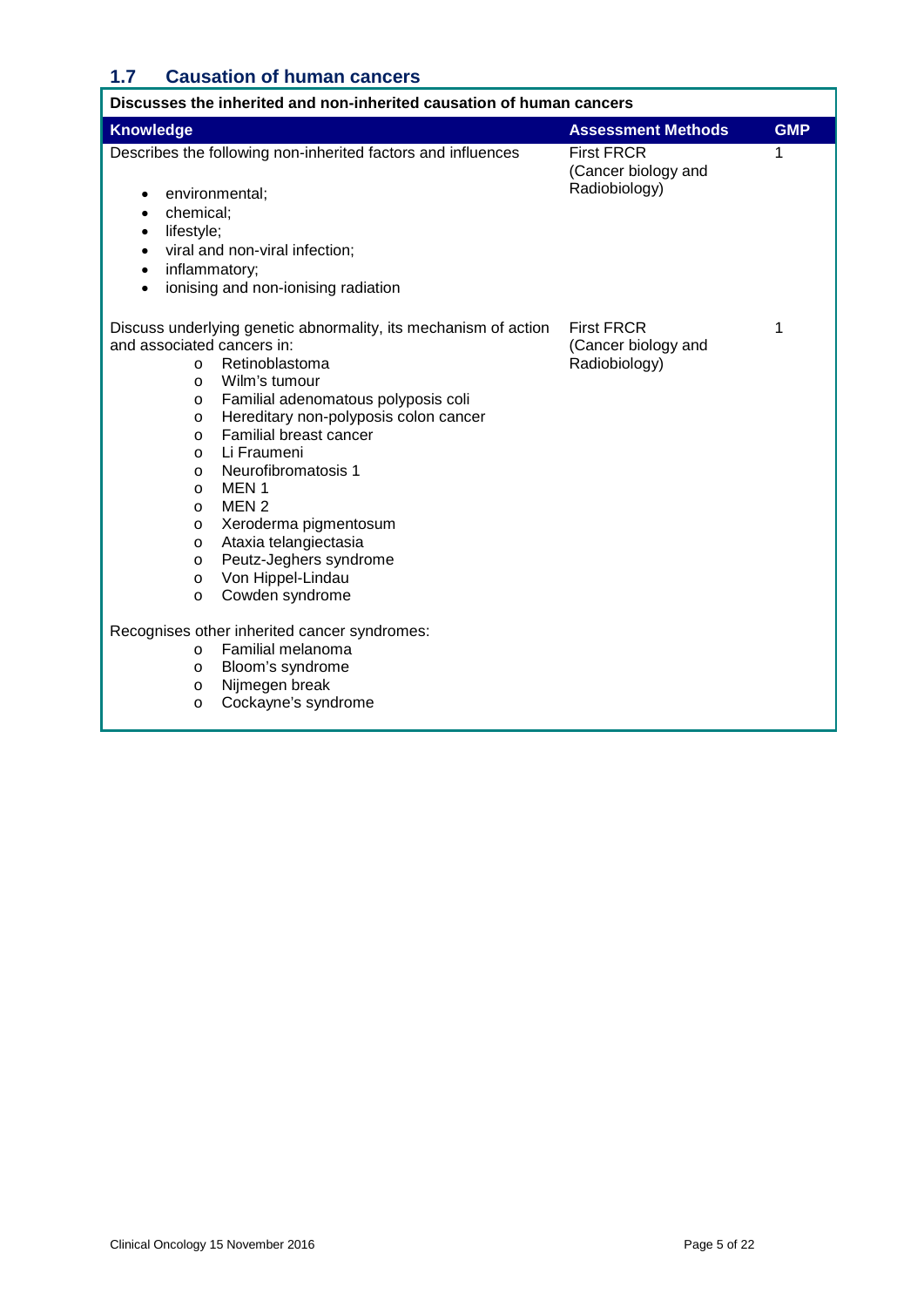## 1.7 Causation of human cancers

| Discusses the inherited and non-inherited causation of human cancers | | |
|---|---|---|
| **Knowledge** | **Assessment Methods** | **GMP** |
| Describes the following non-inherited factors and influences<br><br>• environmental;<br>• chemical;<br>• lifestyle;<br>• viral and non-viral infection;<br>• inflammatory;<br>• ionising and non-ionising radiation | First FRCR (Cancer biology and Radiobiology) | 1 |
| Discuss underlying genetic abnormality, its mechanism of action and associated cancers in:<br>o Retinoblastoma<br>o Wilm's tumour<br>o Familial adenomatous polyposis coli<br>o Hereditary non-polyposis colon cancer<br>o Familial breast cancer<br>o Li Fraumeni<br>o Neurofibromatosis 1<br>o MEN 1<br>o MEN 2<br>o Xeroderma pigmentosum<br>o Ataxia telangiectasia<br>o Peutz-Jeghers syndrome<br>o Von Hippel-Lindau<br>o Cowden syndrome<br><br>Recognises other inherited cancer syndromes:<br>o Familial melanoma<br>o Bloom's syndrome<br>o Nijmegen break<br>o Cockayne's syndrome | First FRCR (Cancer biology and Radiobiology) | 1 |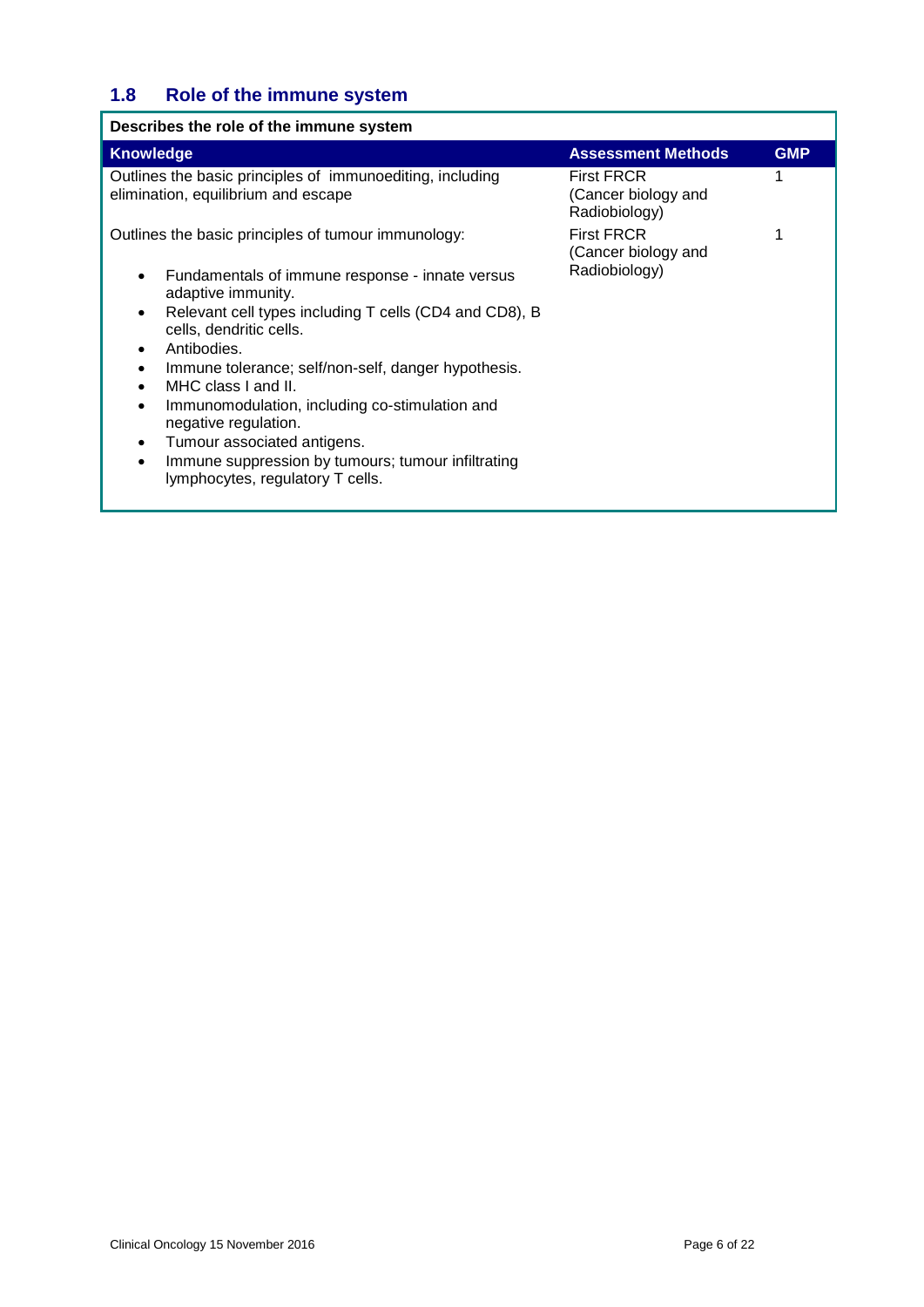## 1.8 Role of the immune system

| Describes the role of the immune system | | |
|---|---|---|
| **Knowledge** | **Assessment Methods** | **GMP** |
| Outlines the basic principles of immunoediting, including elimination, equilibrium and escape | First FRCR (Cancer biology and Radiobiology) | 1 |
| Outlines the basic principles of tumour immunology:<br>• Fundamentals of immune response - innate versus adaptive immunity.<br>• Relevant cell types including T cells (CD4 and CD8), B cells, dendritic cells.<br>• Antibodies.<br>• Immune tolerance; self/non-self, danger hypothesis.<br>• MHC class I and II.<br>• Immunomodulation, including co-stimulation and negative regulation.<br>• Tumour associated antigens.<br>• Immune suppression by tumours; tumour infiltrating lymphocytes, regulatory T cells. | First FRCR (Cancer biology and Radiobiology) | 1 |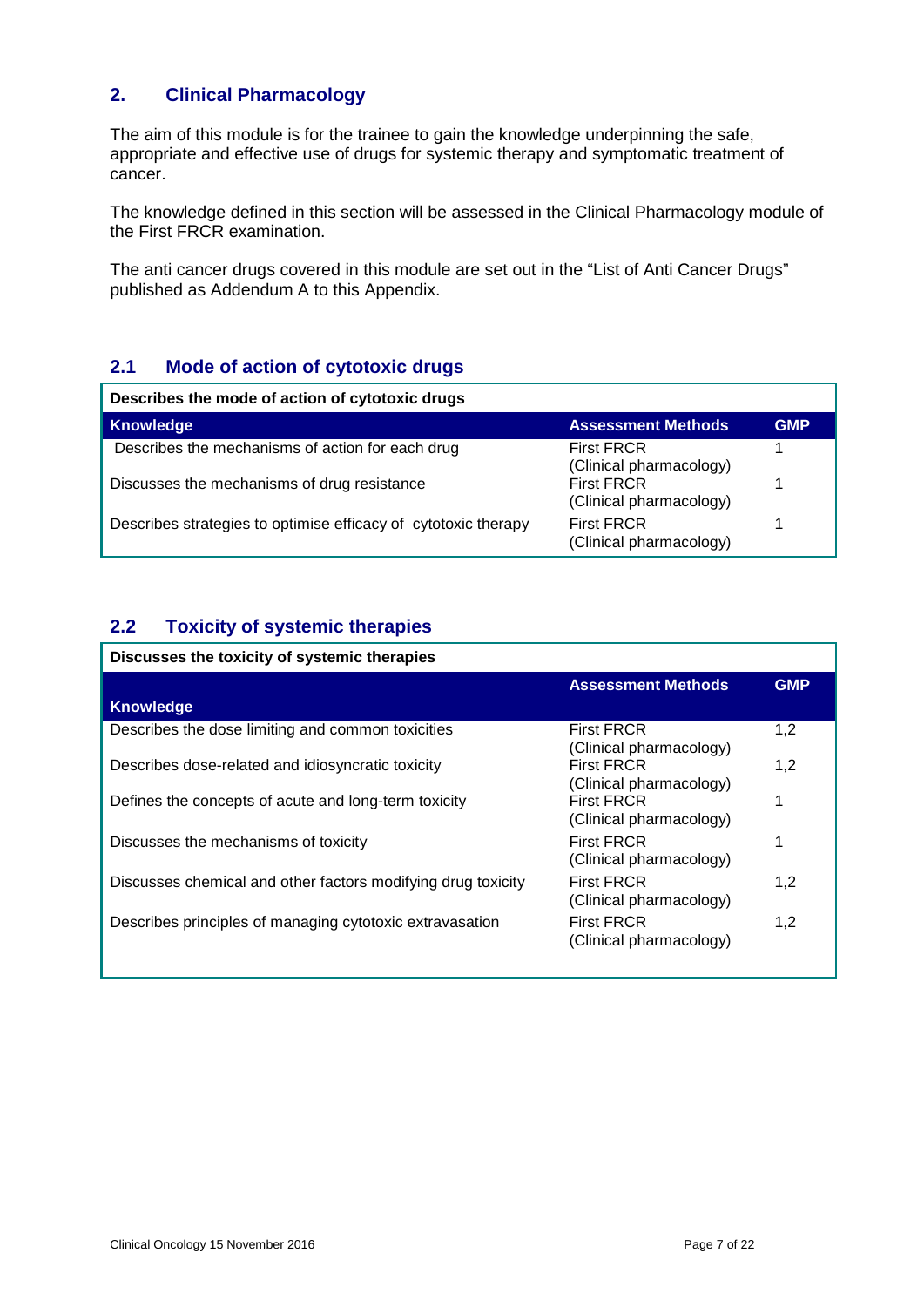## 2. Clinical Pharmacology

The aim of this module is for the trainee to gain the knowledge underpinning the safe, appropriate and effective use of drugs for systemic therapy and symptomatic treatment of cancer.

The knowledge defined in this section will be assessed in the Clinical Pharmacology module of the First FRCR examination.

The anti cancer drugs covered in this module are set out in the “List of Anti Cancer Drugs” published as Addendum A to this Appendix.

### 2.1 Mode of action of cytotoxic drugs

| Describes the mode of action of cytotoxic drugs | | |
|---|---|---|
| **Knowledge** | **Assessment Methods** | **GMP** |
| Describes the mechanisms of action for each drug | First FRCR (Clinical pharmacology) | 1 |
| Discusses the mechanisms of drug resistance | First FRCR (Clinical pharmacology) | 1 |
| Describes strategies to optimise efficacy of cytotoxic therapy | First FRCR (Clinical pharmacology) | 1 |

### 2.2 Toxicity of systemic therapies

| Discusses the toxicity of systemic therapies | | |
|---|---|---|
| **Knowledge** | **Assessment Methods** | **GMP** |
| Describes the dose limiting and common toxicities | First FRCR (Clinical pharmacology) | 1,2 |
| Describes dose-related and idiosyncratic toxicity | First FRCR (Clinical pharmacology) | 1,2 |
| Defines the concepts of acute and long-term toxicity | First FRCR (Clinical pharmacology) | 1 |
| Discusses the mechanisms of toxicity | First FRCR (Clinical pharmacology) | 1 |
| Discusses chemical and other factors modifying drug toxicity | First FRCR (Clinical pharmacology) | 1,2 |
| Describes principles of managing cytotoxic extravasation | First FRCR (Clinical pharmacology) | 1,2 |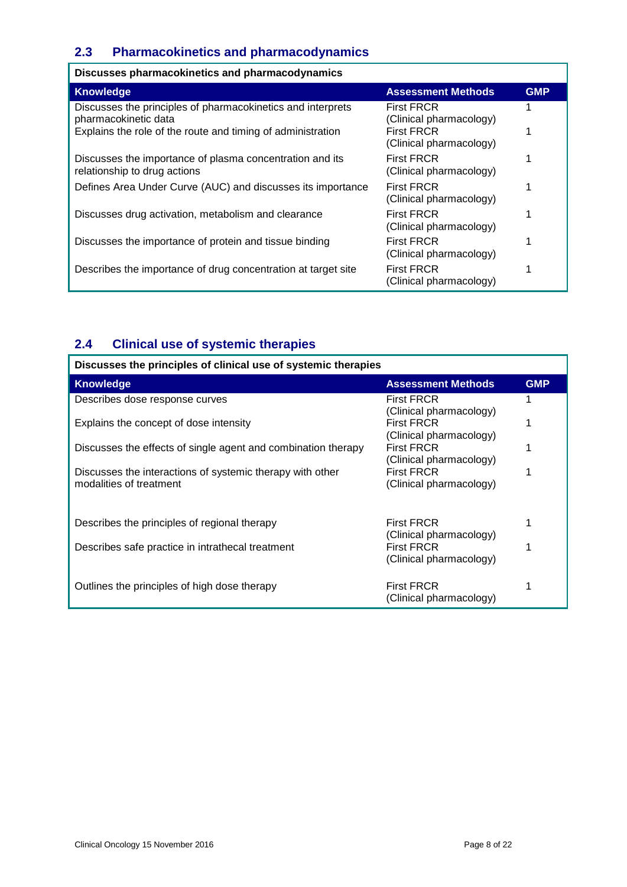## 2.3 Pharmacokinetics and pharmacodynamics

**Discusses pharmacokinetics and pharmacodynamics**

| Knowledge | Assessment Methods | GMP |
|---|---|---|
| Discusses the principles of pharmacokinetics and interprets pharmacokinetic data | First FRCR (Clinical pharmacology) | 1 |
| Explains the role of the route and timing of administration | First FRCR (Clinical pharmacology) | 1 |
| Discusses the importance of plasma concentration and its relationship to drug actions | First FRCR (Clinical pharmacology) | 1 |
| Defines Area Under Curve (AUC) and discusses its importance | First FRCR (Clinical pharmacology) | 1 |
| Discusses drug activation, metabolism and clearance | First FRCR (Clinical pharmacology) | 1 |
| Discusses the importance of protein and tissue binding | First FRCR (Clinical pharmacology) | 1 |
| Describes the importance of drug concentration at target site | First FRCR (Clinical pharmacology) | 1 |

## 2.4 Clinical use of systemic therapies

**Discusses the principles of clinical use of systemic therapies**

| Knowledge | Assessment Methods | GMP |
|---|---|---|
| Describes dose response curves | First FRCR (Clinical pharmacology) | 1 |
| Explains the concept of dose intensity | First FRCR (Clinical pharmacology) | 1 |
| Discusses the effects of single agent and combination therapy | First FRCR (Clinical pharmacology) | 1 |
| Discusses the interactions of systemic therapy with other modalities of treatment | First FRCR (Clinical pharmacology) | 1 |
| Describes the principles of regional therapy | First FRCR (Clinical pharmacology) | 1 |
| Describes safe practice in intrathecal treatment | First FRCR (Clinical pharmacology) | 1 |
| Outlines the principles of high dose therapy | First FRCR (Clinical pharmacology) | 1 |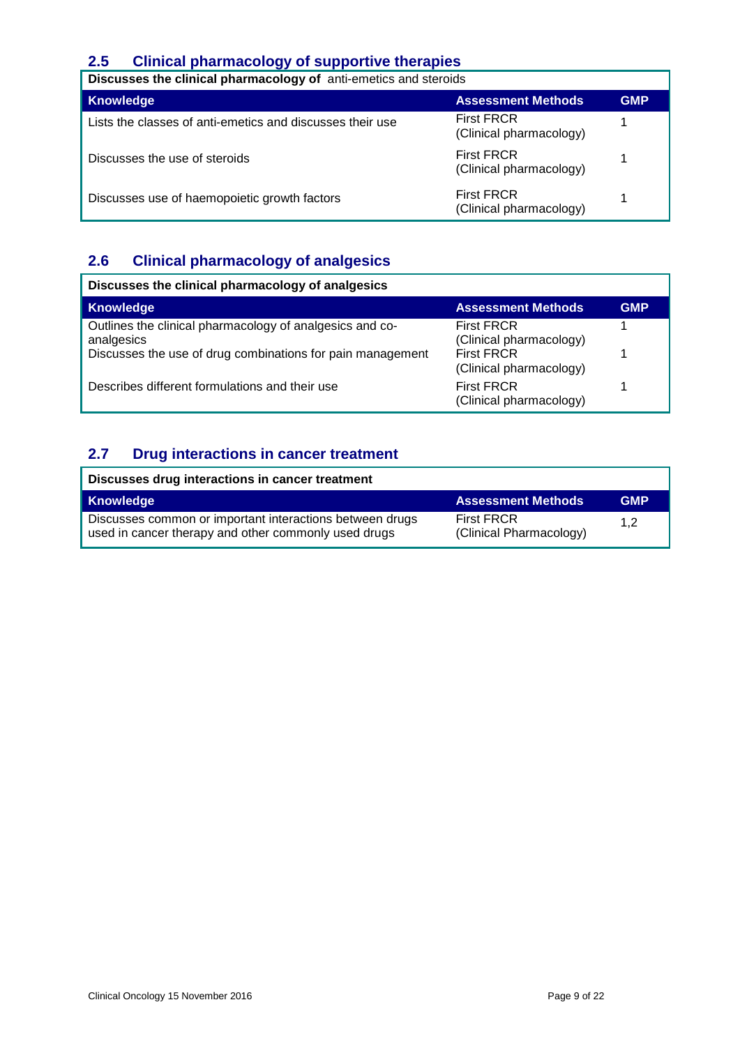## 2.5 Clinical pharmacology of supportive therapies

| **Discusses the clinical pharmacology of** anti-emetics and steroids | | |
|---|---|---|
| **Knowledge** | **Assessment Methods** | **GMP** |
| Lists the classes of anti-emetics and discusses their use | First FRCR (Clinical pharmacology) | 1 |
| Discusses the use of steroids | First FRCR (Clinical pharmacology) | 1 |
| Discusses use of haemopoietic growth factors | First FRCR (Clinical pharmacology) | 1 |

## 2.6 Clinical pharmacology of analgesics

| **Discusses the clinical pharmacology of analgesics** | | |
|---|---|---|
| **Knowledge** | **Assessment Methods** | **GMP** |
| Outlines the clinical pharmacology of analgesics and co-analgesics | First FRCR (Clinical pharmacology) | 1 |
| Discusses the use of drug combinations for pain management | First FRCR (Clinical pharmacology) | 1 |
| Describes different formulations and their use | First FRCR (Clinical pharmacology) | 1 |

## 2.7 Drug interactions in cancer treatment

| **Discusses drug interactions in cancer treatment** | | |
|---|---|---|
| **Knowledge** | **Assessment Methods** | **GMP** |
| Discusses common or important interactions between drugs used in cancer therapy and other commonly used drugs | First FRCR (Clinical Pharmacology) | 1,2 |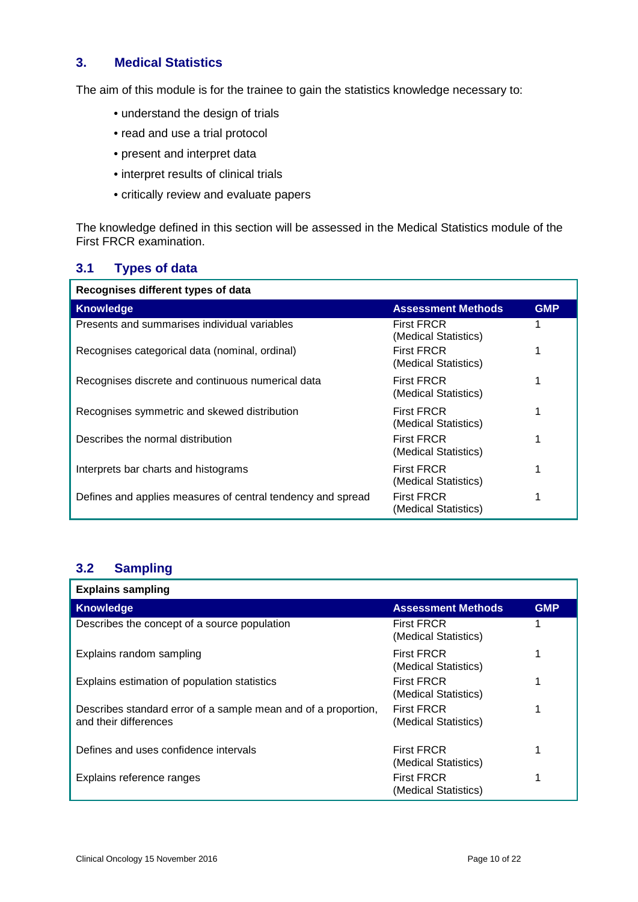## 3. Medical Statistics

The aim of this module is for the trainee to gain the statistics knowledge necessary to:

- understand the design of trials
- read and use a trial protocol
- present and interpret data
- interpret results of clinical trials
- critically review and evaluate papers

The knowledge defined in this section will be assessed in the Medical Statistics module of the First FRCR examination.

### 3.1 Types of data

| Recognises different types of data | | |
|---|---|---|
| **Knowledge** | **Assessment Methods** | **GMP** |
| Presents and summarises individual variables | First FRCR (Medical Statistics) | 1 |
| Recognises categorical data (nominal, ordinal) | First FRCR (Medical Statistics) | 1 |
| Recognises discrete and continuous numerical data | First FRCR (Medical Statistics) | 1 |
| Recognises symmetric and skewed distribution | First FRCR (Medical Statistics) | 1 |
| Describes the normal distribution | First FRCR (Medical Statistics) | 1 |
| Interprets bar charts and histograms | First FRCR (Medical Statistics) | 1 |
| Defines and applies measures of central tendency and spread | First FRCR (Medical Statistics) | 1 |

### 3.2 Sampling

| Explains sampling | | |
|---|---|---|
| **Knowledge** | **Assessment Methods** | **GMP** |
| Describes the concept of a source population | First FRCR (Medical Statistics) | 1 |
| Explains random sampling | First FRCR (Medical Statistics) | 1 |
| Explains estimation of population statistics | First FRCR (Medical Statistics) | 1 |
| Describes standard error of a sample mean and of a proportion, and their differences | First FRCR (Medical Statistics) | 1 |
| Defines and uses confidence intervals | First FRCR (Medical Statistics) | 1 |
| Explains reference ranges | First FRCR (Medical Statistics) | 1 |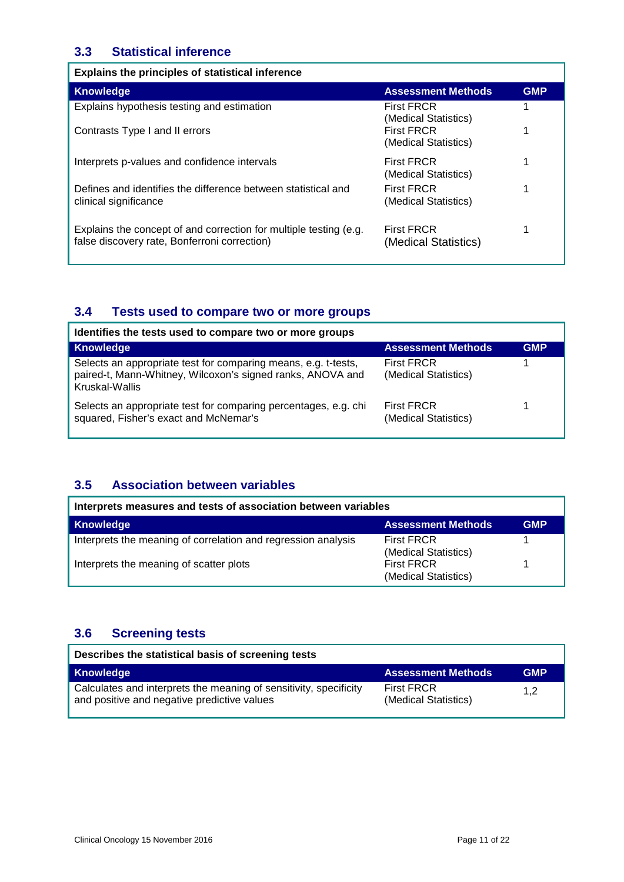### 3.3 Statistical inference

| Explains the principles of statistical inference | | |
|---|---|---|
| **Knowledge** | **Assessment Methods** | **GMP** |
| Explains hypothesis testing and estimation | First FRCR (Medical Statistics) | 1 |
| Contrasts Type I and II errors | First FRCR (Medical Statistics) | 1 |
| Interprets p-values and confidence intervals | First FRCR (Medical Statistics) | 1 |
| Defines and identifies the difference between statistical and clinical significance | First FRCR (Medical Statistics) | 1 |
| Explains the concept of and correction for multiple testing (e.g. false discovery rate, Bonferroni correction) | First FRCR (Medical Statistics) | 1 |

### 3.4 Tests used to compare two or more groups

| Identifies the tests used to compare two or more groups | | |
|---|---|---|
| **Knowledge** | **Assessment Methods** | **GMP** |
| Selects an appropriate test for comparing means, e.g. t-tests, paired-t, Mann-Whitney, Wilcoxon's signed ranks, ANOVA and Kruskal-Wallis | First FRCR (Medical Statistics) | 1 |
| Selects an appropriate test for comparing percentages, e.g. chi squared, Fisher's exact and McNemar's | First FRCR (Medical Statistics) | 1 |

### 3.5 Association between variables

| Interprets measures and tests of association between variables | | |
|---|---|---|
| **Knowledge** | **Assessment Methods** | **GMP** |
| Interprets the meaning of correlation and regression analysis | First FRCR (Medical Statistics) | 1 |
| Interprets the meaning of scatter plots | First FRCR (Medical Statistics) | 1 |

### 3.6 Screening tests

| Describes the statistical basis of screening tests | | |
|---|---|---|
| **Knowledge** | **Assessment Methods** | **GMP** |
| Calculates and interprets the meaning of sensitivity, specificity and positive and negative predictive values | First FRCR (Medical Statistics) | 1,2 |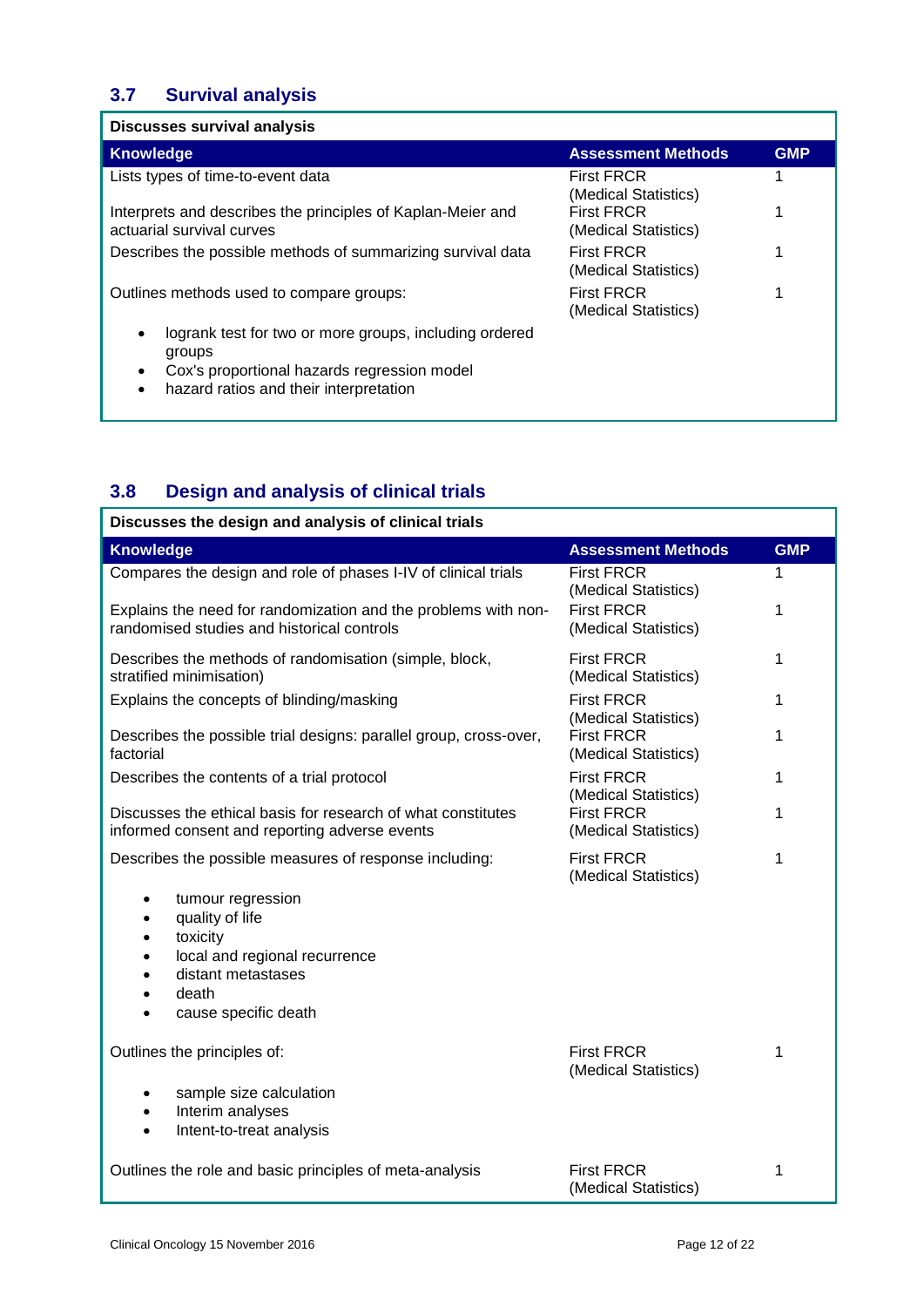## 3.7 Survival analysis

| Discusses survival analysis | | |
|---|---|---|
| **Knowledge** | **Assessment Methods** | **GMP** |
| Lists types of time-to-event data | First FRCR (Medical Statistics) | 1 |
| Interprets and describes the principles of Kaplan-Meier and actuarial survival curves | First FRCR (Medical Statistics) | 1 |
| Describes the possible methods of summarizing survival data | First FRCR (Medical Statistics) | 1 |
| Outlines methods used to compare groups:<br>• logrank test for two or more groups, including ordered groups<br>• Cox's proportional hazards regression model<br>• hazard ratios and their interpretation | First FRCR (Medical Statistics) | 1 |

## 3.8 Design and analysis of clinical trials

| Discusses the design and analysis of clinical trials | | |
|---|---|---|
| **Knowledge** | **Assessment Methods** | **GMP** |
| Compares the design and role of phases I-IV of clinical trials | First FRCR (Medical Statistics) | 1 |
| Explains the need for randomization and the problems with non-randomised studies and historical controls | First FRCR (Medical Statistics) | 1 |
| Describes the methods of randomisation (simple, block, stratified minimisation) | First FRCR (Medical Statistics) | 1 |
| Explains the concepts of blinding/masking | First FRCR (Medical Statistics) | 1 |
| Describes the possible trial designs: parallel group, cross-over, factorial | First FRCR (Medical Statistics) | 1 |
| Describes the contents of a trial protocol | First FRCR (Medical Statistics) | 1 |
| Discusses the ethical basis for research of what constitutes informed consent and reporting adverse events | First FRCR (Medical Statistics) | 1 |
| Describes the possible measures of response including:<br>• tumour regression<br>• quality of life<br>• toxicity<br>• local and regional recurrence<br>• distant metastases<br>• death<br>• cause specific death | First FRCR (Medical Statistics) | 1 |
| Outlines the principles of:<br>• sample size calculation<br>• Interim analyses<br>• Intent-to-treat analysis | First FRCR (Medical Statistics) | 1 |
| Outlines the role and basic principles of meta-analysis | First FRCR (Medical Statistics) | 1 |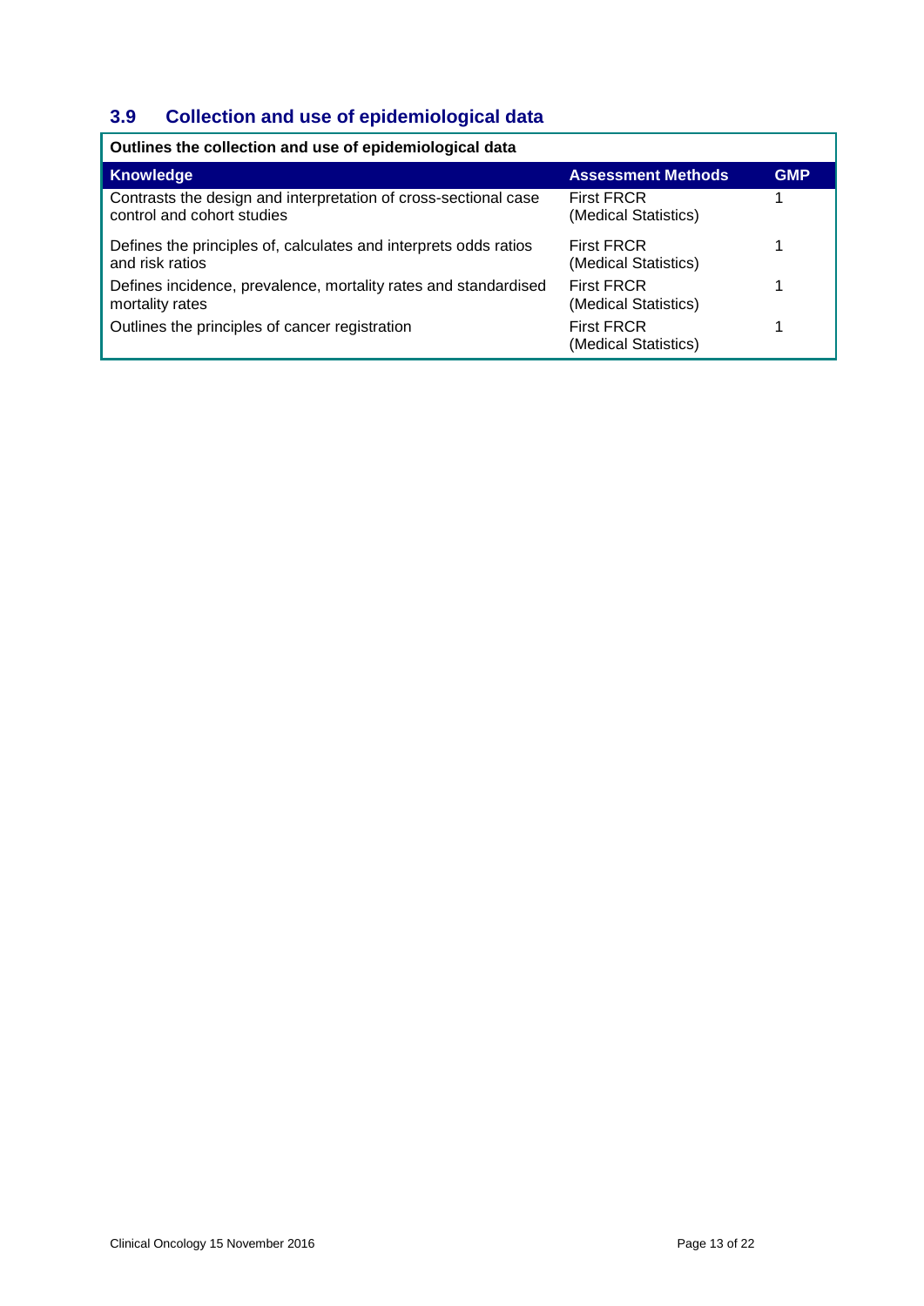## 3.9 Collection and use of epidemiological data

| Outlines the collection and use of epidemiological data | | |
|---|---|---|
| **Knowledge** | **Assessment Methods** | **GMP** |
| Contrasts the design and interpretation of cross-sectional case control and cohort studies | First FRCR (Medical Statistics) | 1 |
| Defines the principles of, calculates and interprets odds ratios and risk ratios | First FRCR (Medical Statistics) | 1 |
| Defines incidence, prevalence, mortality rates and standardised mortality rates | First FRCR (Medical Statistics) | 1 |
| Outlines the principles of cancer registration | First FRCR (Medical Statistics) | 1 |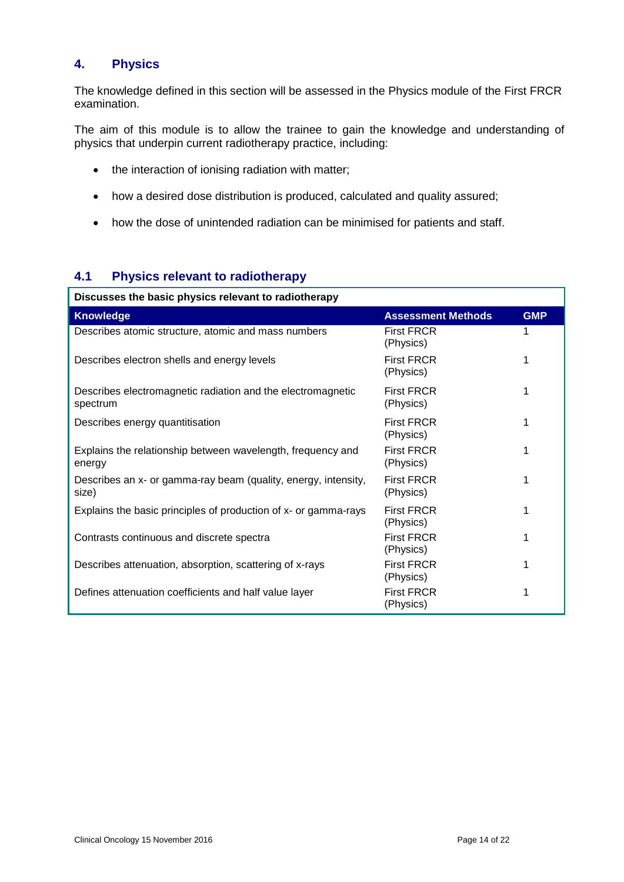## 4. Physics

The knowledge defined in this section will be assessed in the Physics module of the First FRCR examination.

The aim of this module is to allow the trainee to gain the knowledge and understanding of physics that underpin current radiotherapy practice, including:

- the interaction of ionising radiation with matter;
- how a desired dose distribution is produced, calculated and quality assured;
- how the dose of unintended radiation can be minimised for patients and staff.

### 4.1 Physics relevant to radiotherapy

| Discusses the basic physics relevant to radiotherapy | | |
|---|---|---|
| **Knowledge** | **Assessment Methods** | **GMP** |
| Describes atomic structure, atomic and mass numbers | First FRCR (Physics) | 1 |
| Describes electron shells and energy levels | First FRCR (Physics) | 1 |
| Describes electromagnetic radiation and the electromagnetic spectrum | First FRCR (Physics) | 1 |
| Describes energy quantitisation | First FRCR (Physics) | 1 |
| Explains the relationship between wavelength, frequency and energy | First FRCR (Physics) | 1 |
| Describes an x- or gamma-ray beam (quality, energy, intensity, size) | First FRCR (Physics) | 1 |
| Explains the basic principles of production of x- or gamma-rays | First FRCR (Physics) | 1 |
| Contrasts continuous and discrete spectra | First FRCR (Physics) | 1 |
| Describes attenuation, absorption, scattering of x-rays | First FRCR (Physics) | 1 |
| Defines attenuation coefficients and half value layer | First FRCR (Physics) | 1 |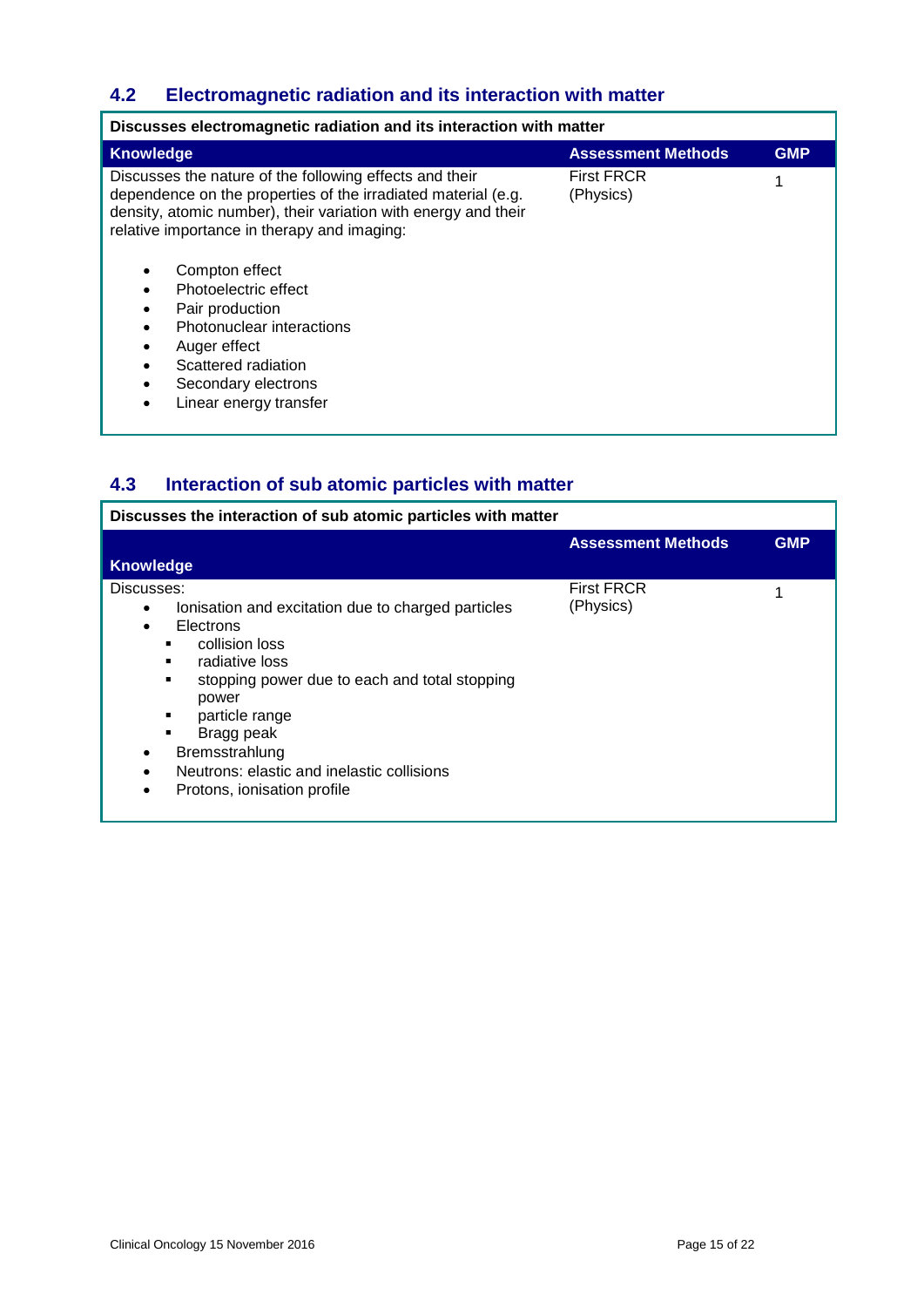## 4.2 Electromagnetic radiation and its interaction with matter

| Discusses electromagnetic radiation and its interaction with matter | | |
|---|---|---|
| **Knowledge** | **Assessment Methods** | **GMP** |
| Discusses the nature of the following effects and their dependence on the properties of the irradiated material (e.g. density, atomic number), their variation with energy and their relative importance in therapy and imaging:<br><br>• Compton effect<br>• Photoelectric effect<br>• Pair production<br>• Photonuclear interactions<br>• Auger effect<br>• Scattered radiation<br>• Secondary electrons<br>• Linear energy transfer | First FRCR (Physics) | 1 |

## 4.3 Interaction of sub atomic particles with matter

| Discusses the interaction of sub atomic particles with matter | | |
|---|---|---|
| **Knowledge** | **Assessment Methods** | **GMP** |
| Discusses:<br>• Ionisation and excitation due to charged particles<br>• Electrons<br>&nbsp;&nbsp;▪ collision loss<br>&nbsp;&nbsp;▪ radiative loss<br>&nbsp;&nbsp;▪ stopping power due to each and total stopping power<br>&nbsp;&nbsp;▪ particle range<br>&nbsp;&nbsp;▪ Bragg peak<br>• Bremsstrahlung<br>• Neutrons: elastic and inelastic collisions<br>• Protons, ionisation profile | First FRCR (Physics) | 1 |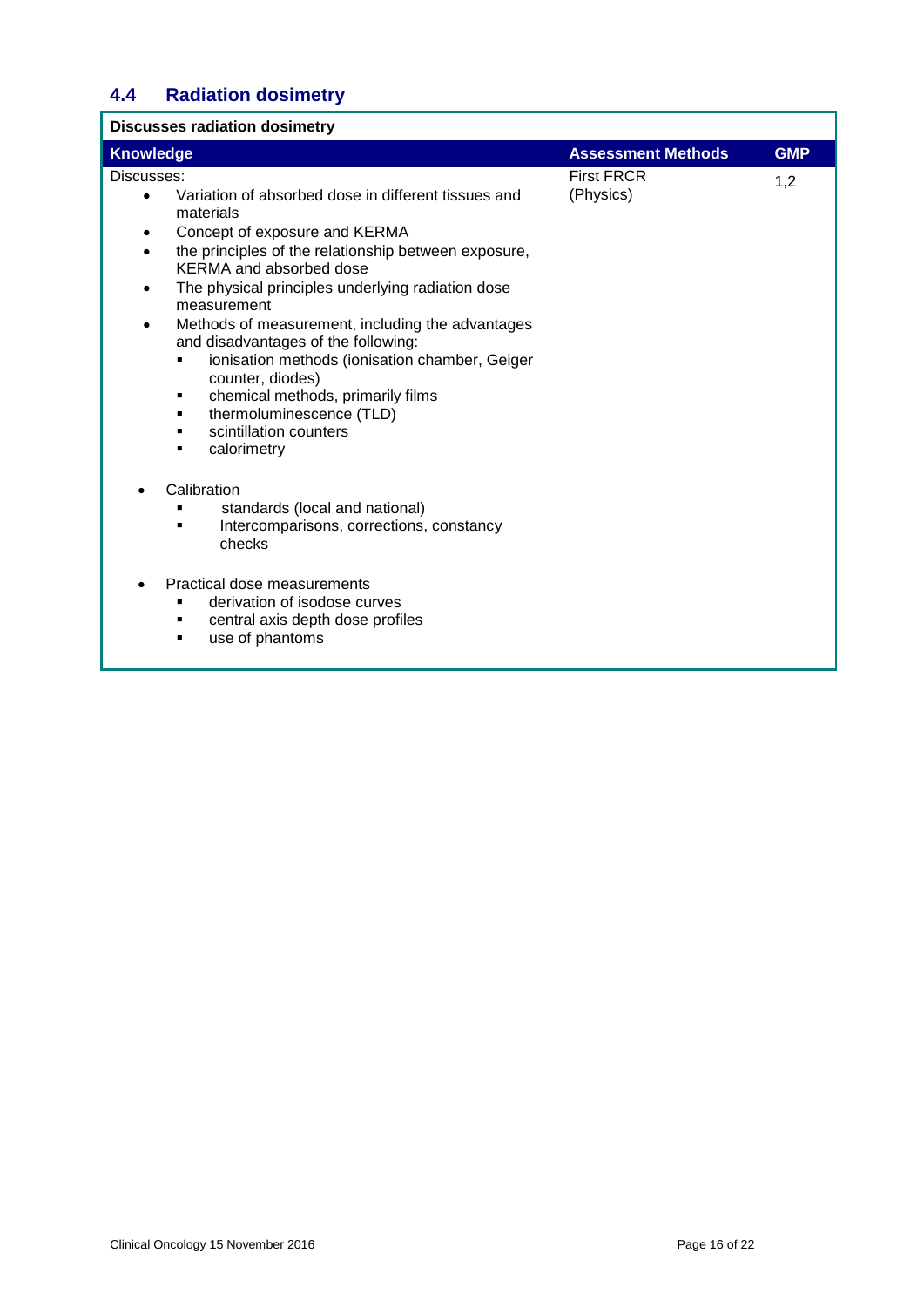## 4.4 Radiation dosimetry

| Discusses radiation dosimetry | | |
|---|---|---|
| **Knowledge** | **Assessment Methods** | **GMP** |
| Discusses:<br>• Variation of absorbed dose in different tissues and materials<br>• Concept of exposure and KERMA<br>• the principles of the relationship between exposure, KERMA and absorbed dose<br>• The physical principles underlying radiation dose measurement<br>• Methods of measurement, including the advantages and disadvantages of the following:<br>&nbsp;&nbsp;▪ ionisation methods (ionisation chamber, Geiger counter, diodes)<br>&nbsp;&nbsp;▪ chemical methods, primarily films<br>&nbsp;&nbsp;▪ thermoluminescence (TLD)<br>&nbsp;&nbsp;▪ scintillation counters<br>&nbsp;&nbsp;▪ calorimetry<br><br>• Calibration<br>&nbsp;&nbsp;▪ standards (local and national)<br>&nbsp;&nbsp;▪ Intercomparisons, corrections, constancy checks<br><br>• Practical dose measurements<br>&nbsp;&nbsp;▪ derivation of isodose curves<br>&nbsp;&nbsp;▪ central axis depth dose profiles<br>&nbsp;&nbsp;▪ use of phantoms | First FRCR (Physics) | 1,2 |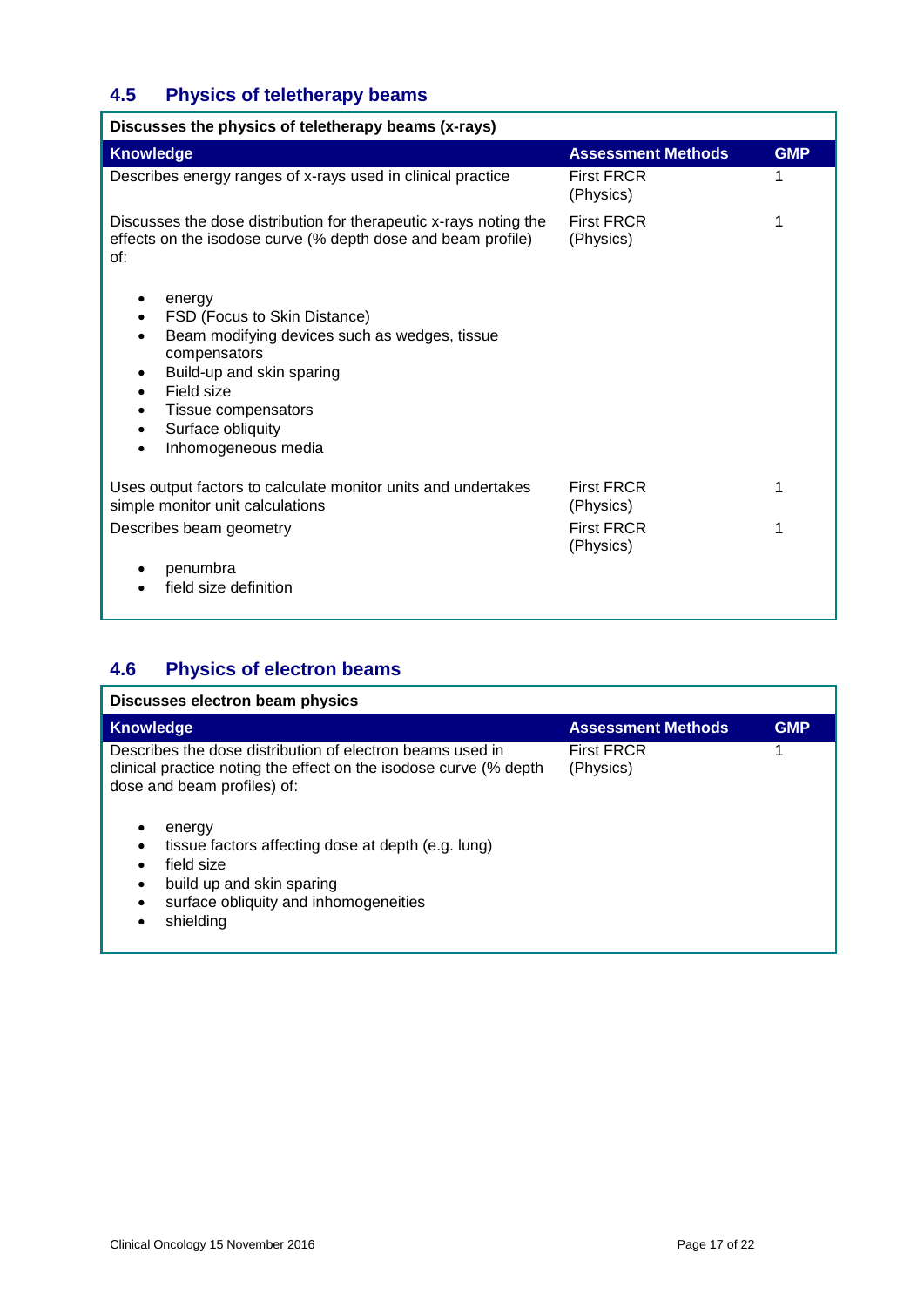## 4.5 Physics of teletherapy beams

| Discusses the physics of teletherapy beams (x-rays) | | |
|---|---|---|
| **Knowledge** | **Assessment Methods** | **GMP** |
| Describes energy ranges of x-rays used in clinical practice | First FRCR (Physics) | 1 |
| Discusses the dose distribution for therapeutic x-rays noting the effects on the isodose curve (% depth dose and beam profile) of:<br>• energy<br>• FSD (Focus to Skin Distance)<br>• Beam modifying devices such as wedges, tissue compensators<br>• Build-up and skin sparing<br>• Field size<br>• Tissue compensators<br>• Surface obliquity<br>• Inhomogeneous media | First FRCR (Physics) | 1 |
| Uses output factors to calculate monitor units and undertakes simple monitor unit calculations | First FRCR (Physics) | 1 |
| Describes beam geometry<br>• penumbra<br>• field size definition | First FRCR (Physics) | 1 |

## 4.6 Physics of electron beams

| Discusses electron beam physics | | |
|---|---|---|
| **Knowledge** | **Assessment Methods** | **GMP** |
| Describes the dose distribution of electron beams used in clinical practice noting the effect on the isodose curve (% depth dose and beam profiles) of:<br>• energy<br>• tissue factors affecting dose at depth (e.g. lung)<br>• field size<br>• build up and skin sparing<br>• surface obliquity and inhomogeneities<br>• shielding | First FRCR (Physics) | 1 |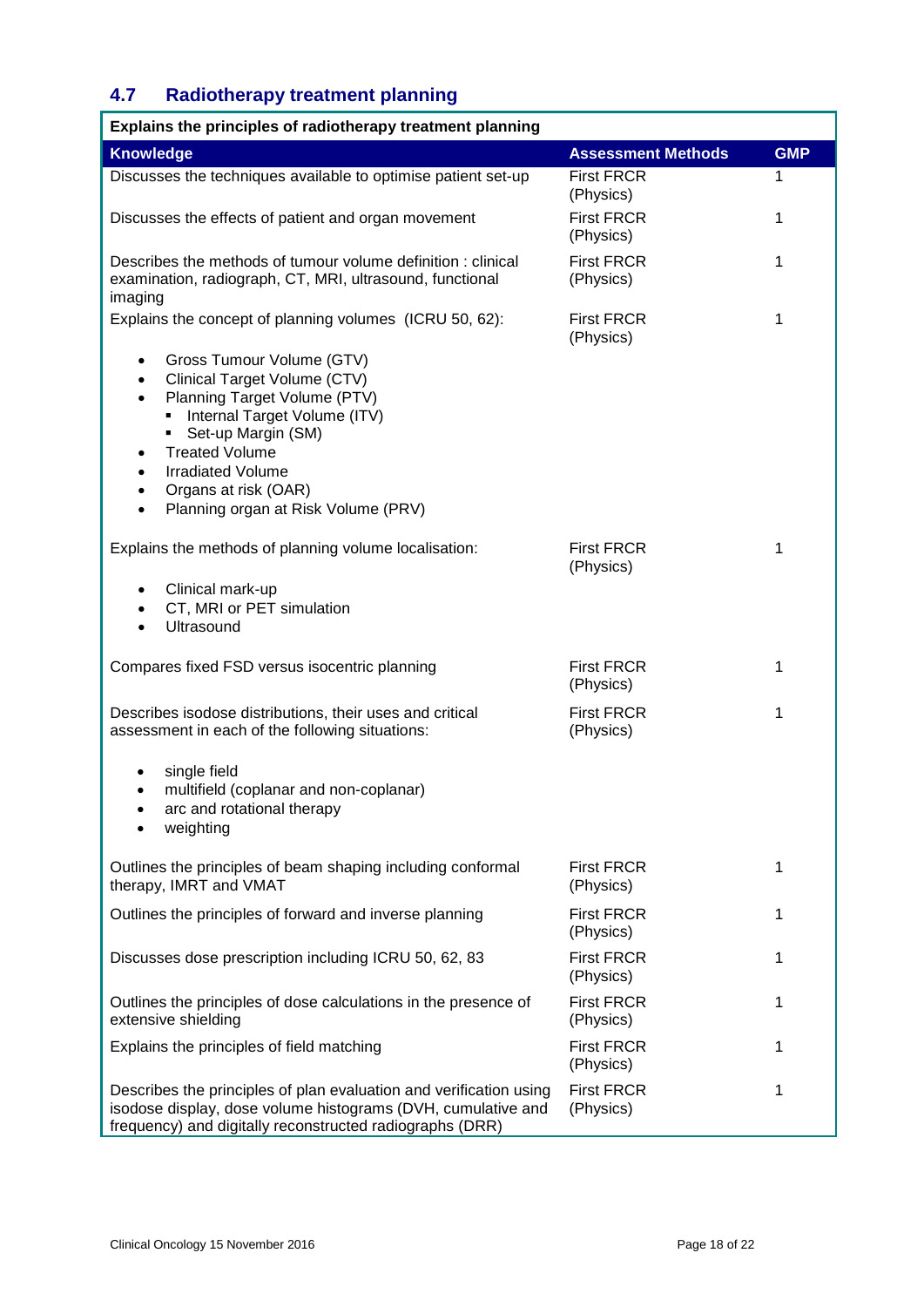## 4.7 Radiotherapy treatment planning

| Explains the principles of radiotherapy treatment planning | | |
|---|---|---|
| **Knowledge** | **Assessment Methods** | **GMP** |
| Discusses the techniques available to optimise patient set-up | First FRCR (Physics) | 1 |
| Discusses the effects of patient and organ movement | First FRCR (Physics) | 1 |
| Describes the methods of tumour volume definition : clinical examination, radiograph, CT, MRI, ultrasound, functional imaging | First FRCR (Physics) | 1 |
| Explains the concept of planning volumes (ICRU 50, 62):<br>• Gross Tumour Volume (GTV)<br>• Clinical Target Volume (CTV)<br>• Planning Target Volume (PTV)<br>&nbsp;&nbsp;▪ Internal Target Volume (ITV)<br>&nbsp;&nbsp;▪ Set-up Margin (SM)<br>• Treated Volume<br>• Irradiated Volume<br>• Organs at risk (OAR)<br>• Planning organ at Risk Volume (PRV) | First FRCR (Physics) | 1 |
| Explains the methods of planning volume localisation:<br>• Clinical mark-up<br>• CT, MRI or PET simulation<br>• Ultrasound | First FRCR (Physics) | 1 |
| Compares fixed FSD versus isocentric planning | First FRCR (Physics) | 1 |
| Describes isodose distributions, their uses and critical assessment in each of the following situations:<br>• single field<br>• multifield (coplanar and non-coplanar)<br>• arc and rotational therapy<br>• weighting | First FRCR (Physics) | 1 |
| Outlines the principles of beam shaping including conformal therapy, IMRT and VMAT | First FRCR (Physics) | 1 |
| Outlines the principles of forward and inverse planning | First FRCR (Physics) | 1 |
| Discusses dose prescription including ICRU 50, 62, 83 | First FRCR (Physics) | 1 |
| Outlines the principles of dose calculations in the presence of extensive shielding | First FRCR (Physics) | 1 |
| Explains the principles of field matching | First FRCR (Physics) | 1 |
| Describes the principles of plan evaluation and verification using isodose display, dose volume histograms (DVH, cumulative and frequency) and digitally reconstructed radiographs (DRR) | First FRCR (Physics) | 1 |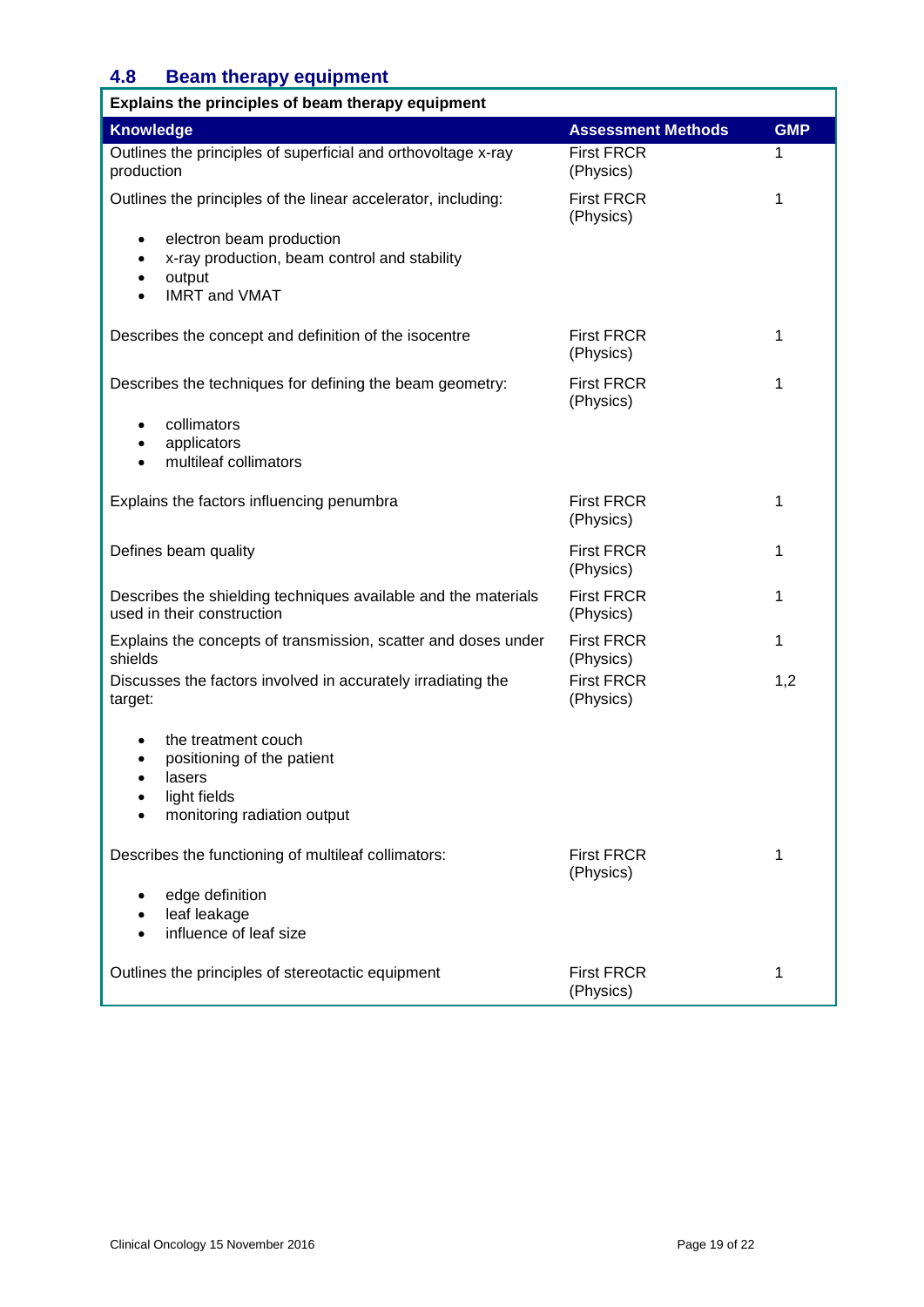## 4.8 Beam therapy equipment

| Explains the principles of beam therapy equipment | | |
|---|---|---|
| **Knowledge** | **Assessment Methods** | **GMP** |
| Outlines the principles of superficial and orthovoltage x-ray production | First FRCR (Physics) | 1 |
| Outlines the principles of the linear accelerator, including:<br>• electron beam production<br>• x-ray production, beam control and stability<br>• output<br>• IMRT and VMAT | First FRCR (Physics) | 1 |
| Describes the concept and definition of the isocentre | First FRCR (Physics) | 1 |
| Describes the techniques for defining the beam geometry:<br>• collimators<br>• applicators<br>• multileaf collimators | First FRCR (Physics) | 1 |
| Explains the factors influencing penumbra | First FRCR (Physics) | 1 |
| Defines beam quality | First FRCR (Physics) | 1 |
| Describes the shielding techniques available and the materials used in their construction | First FRCR (Physics) | 1 |
| Explains the concepts of transmission, scatter and doses under shields | First FRCR (Physics) | 1 |
| Discusses the factors involved in accurately irradiating the target:<br>• the treatment couch<br>• positioning of the patient<br>• lasers<br>• light fields<br>• monitoring radiation output | First FRCR (Physics) | 1,2 |
| Describes the functioning of multileaf collimators:<br>• edge definition<br>• leaf leakage<br>• influence of leaf size | First FRCR (Physics) | 1 |
| Outlines the principles of stereotactic equipment | First FRCR (Physics) | 1 |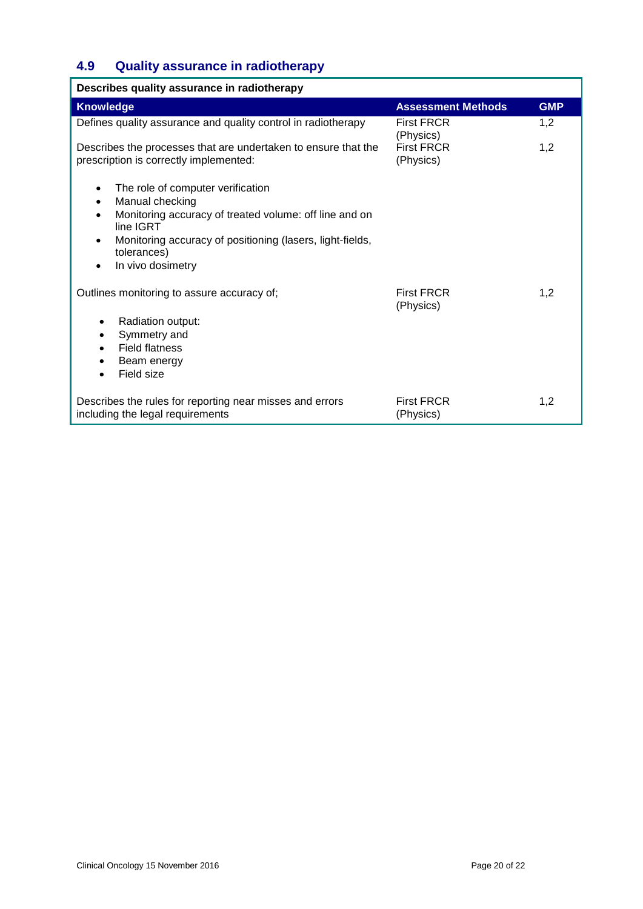## 4.9 Quality assurance in radiotherapy

| Describes quality assurance in radiotherapy | | |
|---|---|---|
| **Knowledge** | **Assessment Methods** | **GMP** |
| Defines quality assurance and quality control in radiotherapy | First FRCR (Physics) | 1,2 |
| Describes the processes that are undertaken to ensure that the prescription is correctly implemented:<br><br>• The role of computer verification<br>• Manual checking<br>• Monitoring accuracy of treated volume: off line and on line IGRT<br>• Monitoring accuracy of positioning (lasers, light-fields, tolerances)<br>• In vivo dosimetry | First FRCR (Physics) | 1,2 |
| Outlines monitoring to assure accuracy of;<br><br>• Radiation output:<br>• Symmetry and<br>• Field flatness<br>• Beam energy<br>• Field size | First FRCR (Physics) | 1,2 |
| Describes the rules for reporting near misses and errors including the legal requirements | First FRCR (Physics) | 1,2 |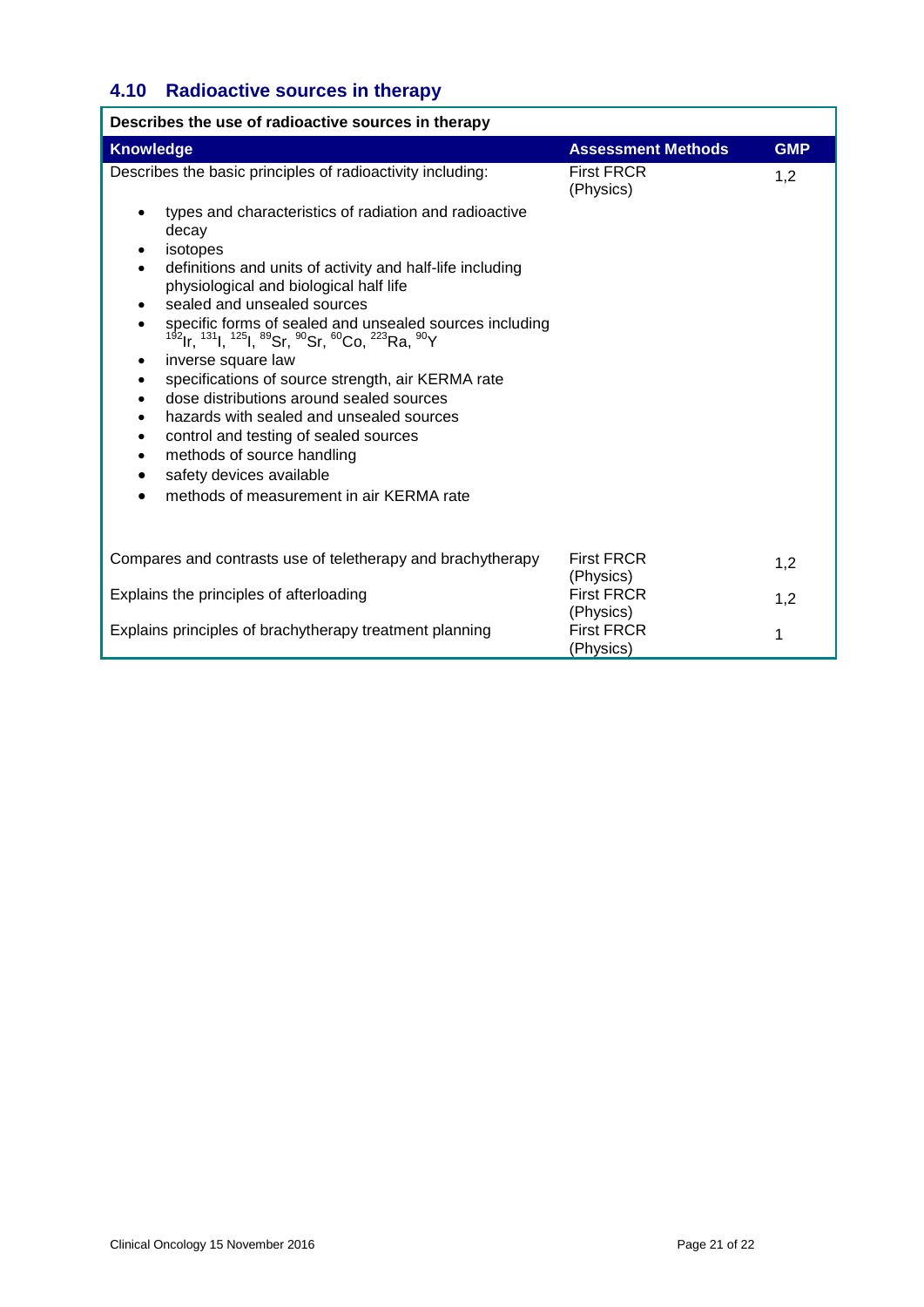## 4.10 Radioactive sources in therapy

| Describes the use of radioactive sources in therapy | | |
|---|---|---|
| **Knowledge** | **Assessment Methods** | **GMP** |
| Describes the basic principles of radioactivity including:<br>• types and characteristics of radiation and radioactive decay<br>• isotopes<br>• definitions and units of activity and half-life including physiological and biological half life<br>• sealed and unsealed sources<br>• specific forms of sealed and unsealed sources including $^{192}Ir$, $^{131}I$, $^{125}I$, $^{89}Sr$, $^{90}Sr$, $^{60}Co$, $^{223}Ra$, $^{90}Y$<br>• inverse square law<br>• specifications of source strength, air KERMA rate<br>• dose distributions around sealed sources<br>• hazards with sealed and unsealed sources<br>• control and testing of sealed sources<br>• methods of source handling<br>• safety devices available<br>• methods of measurement in air KERMA rate | First FRCR (Physics) | 1,2 |
| Compares and contrasts use of teletherapy and brachytherapy | First FRCR (Physics) | 1,2 |
| Explains the principles of afterloading | First FRCR (Physics) | 1,2 |
| Explains principles of brachytherapy treatment planning | First FRCR (Physics) | 1 |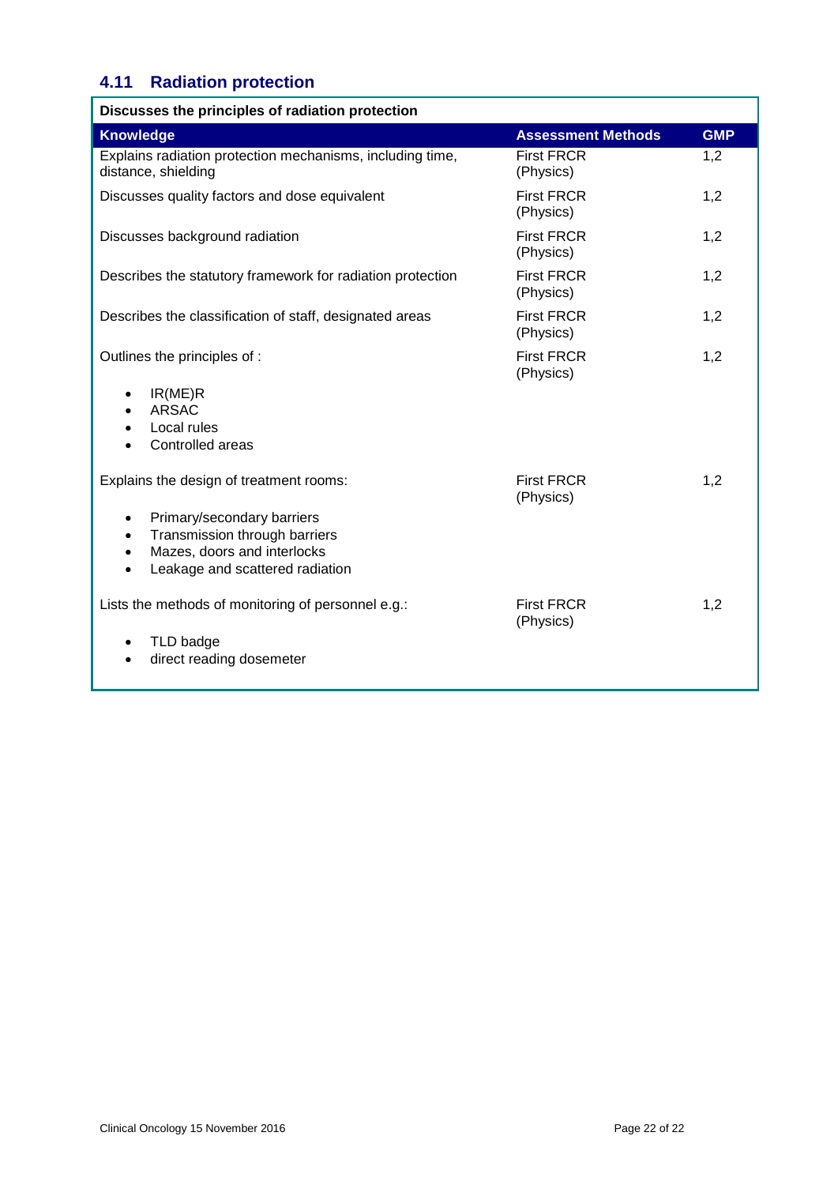## 4.11 Radiation protection

| Discusses the principles of radiation protection | | |
|---|---|---|
| **Knowledge** | **Assessment Methods** | **GMP** |
| Explains radiation protection mechanisms, including time, distance, shielding | First FRCR (Physics) | 1,2 |
| Discusses quality factors and dose equivalent | First FRCR (Physics) | 1,2 |
| Discusses background radiation | First FRCR (Physics) | 1,2 |
| Describes the statutory framework for radiation protection | First FRCR (Physics) | 1,2 |
| Describes the classification of staff, designated areas | First FRCR (Physics) | 1,2 |
| Outlines the principles of :<br>• IR(ME)R<br>• ARSAC<br>• Local rules<br>• Controlled areas | First FRCR (Physics) | 1,2 |
| Explains the design of treatment rooms:<br>• Primary/secondary barriers<br>• Transmission through barriers<br>• Mazes, doors and interlocks<br>• Leakage and scattered radiation | First FRCR (Physics) | 1,2 |
| Lists the methods of monitoring of personnel e.g.:<br>• TLD badge<br>• direct reading dosemeter | First FRCR (Physics) | 1,2 |